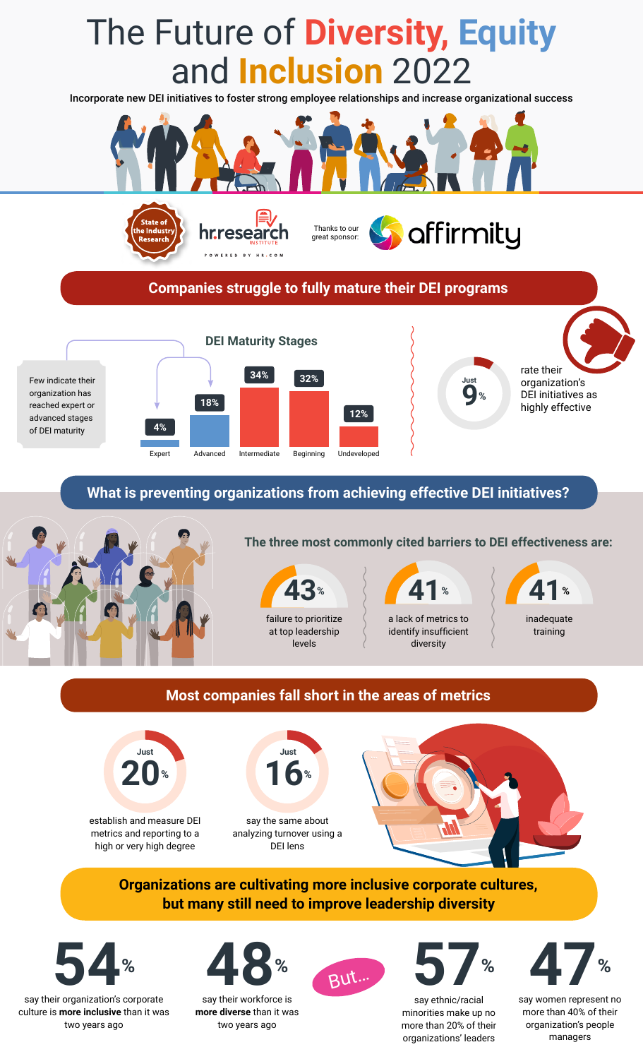# The Future of Diversity, Equity and Inclusion 2022

**Incorporate new DEI initiatives to foster strong employee relationships and increase organizational success**

State of the Industry Research

hr.research INSTITUTE — POWERED BY HR.COM

Thanks to our great sponsor: affirmity

## Companies struggle to fully mature their DEI programs

### DEI Maturity Stages

Few indicate their organization has reached expert or advanced stages of DEI maturity

| Stage | % |
|---|---|
| Expert | 4% |
| Advanced | 18% |
| Intermediate | 34% |
| Beginning | 32% |
| Undeveloped | 12% |

Just **9%** rate their organization's DEI initiatives as highly effective

## What is preventing organizations from achieving effective DEI initiatives?

### The three most commonly cited barriers to DEI effectiveness are:

- **43%** failure to prioritize at top leadership levels
- **41%** a lack of metrics to identify insufficient diversity
- **41%** inadequate training

## Most companies fall short in the areas of metrics

- Just **20%** establish and measure DEI metrics and reporting to a high or very high degree
- Just **16%** say the same about analyzing turnover using a DEI lens

## Organizations are cultivating more inclusive corporate cultures, but many still need to improve leadership diversity

- **54%** say their organization's corporate culture is **more inclusive** than it was two years ago
- **48%** say their workforce is **more diverse** than it was two years ago

But...

- **57%** say ethnic/racial minorities make up no more than 20% of their organizations' leaders
- **47%** say women represent no more than 40% of their organization's people managers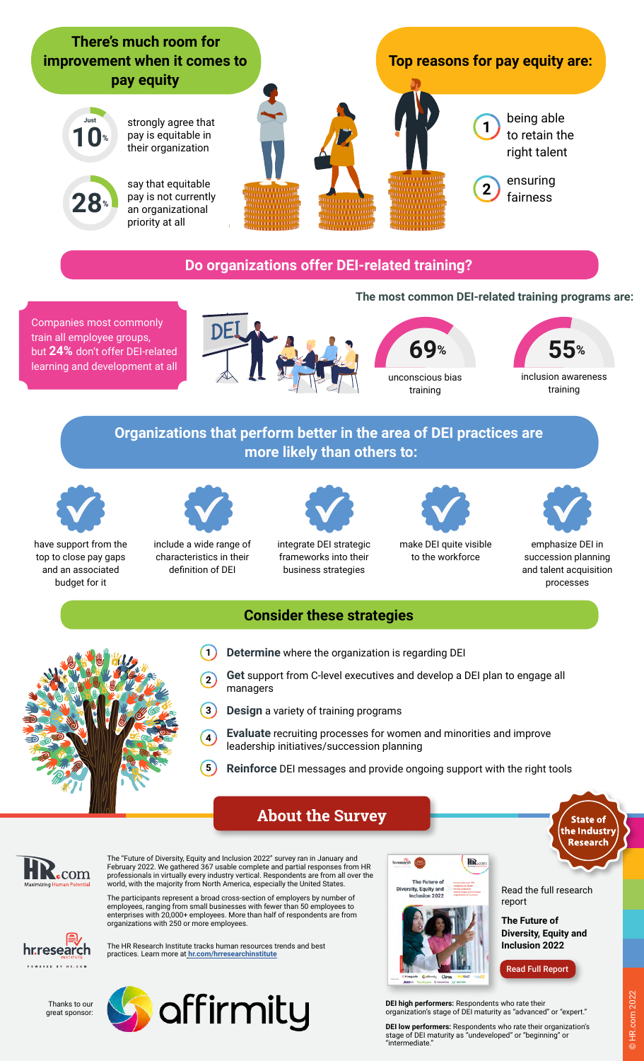## There's much room for improvement when it comes to pay equity

Just **10%** strongly agree that pay is equitable in their organization

**28%** say that equitable pay is not currently an organizational priority at all

## Top reasons for pay equity are:

1. being able to retain the right talent
2. ensuring fairness

## Do organizations offer DEI-related training?

Companies most commonly train all employee groups, but **24%** don't offer DEI-related learning and development at all

**The most common DEI-related training programs are:**

**69%** unconscious bias training

**55%** inclusion awareness training

## Organizations that perform better in the area of DEI practices are more likely than others to:

- have support from the top to close pay gaps and an associated budget for it
- include a wide range of characteristics in their definition of DEI
- integrate DEI strategic frameworks into their business strategies
- make DEI quite visible to the workforce
- emphasize DEI in succession planning and talent acquisition processes

## Consider these strategies

1. **Determine** where the organization is regarding DEI
2. **Get** support from C-level executives and develop a DEI plan to engage all managers
3. **Design** a variety of training programs
4. **Evaluate** recruiting processes for women and minorities and improve leadership initiatives/succession planning
5. **Reinforce** DEI messages and provide ongoing support with the right tools

## About the Survey

State of the Industry Research

The "Future of Diversity, Equity and Inclusion 2022" survey ran in January and February 2022. We gathered 367 usable complete and partial responses from HR professionals in virtually every industry vertical. Respondents are from all over the world, with the majority from North America, especially the United States.

The participants represent a broad cross-section of employers by number of employees, ranging from small businesses with fewer than 50 employees to enterprises with 20,000+ employees. More than half of respondents are from organizations with 250 or more employees.

The HR Research Institute tracks human resources trends and best practices. Learn more at hr.com/hrresearchinstitute

Read the full research report

**The Future of Diversity, Equity and Inclusion 2022**

Read Full Report

Thanks to our great sponsor: affirmity

**DEI high performers:** Respondents who rate their organization's stage of DEI maturity as "advanced" or "expert."

**DEI low performers:** Respondents who rate their organization's stage of DEI maturity as "undeveloped" or "beginning" or "intermediate."

© HR.com 2022